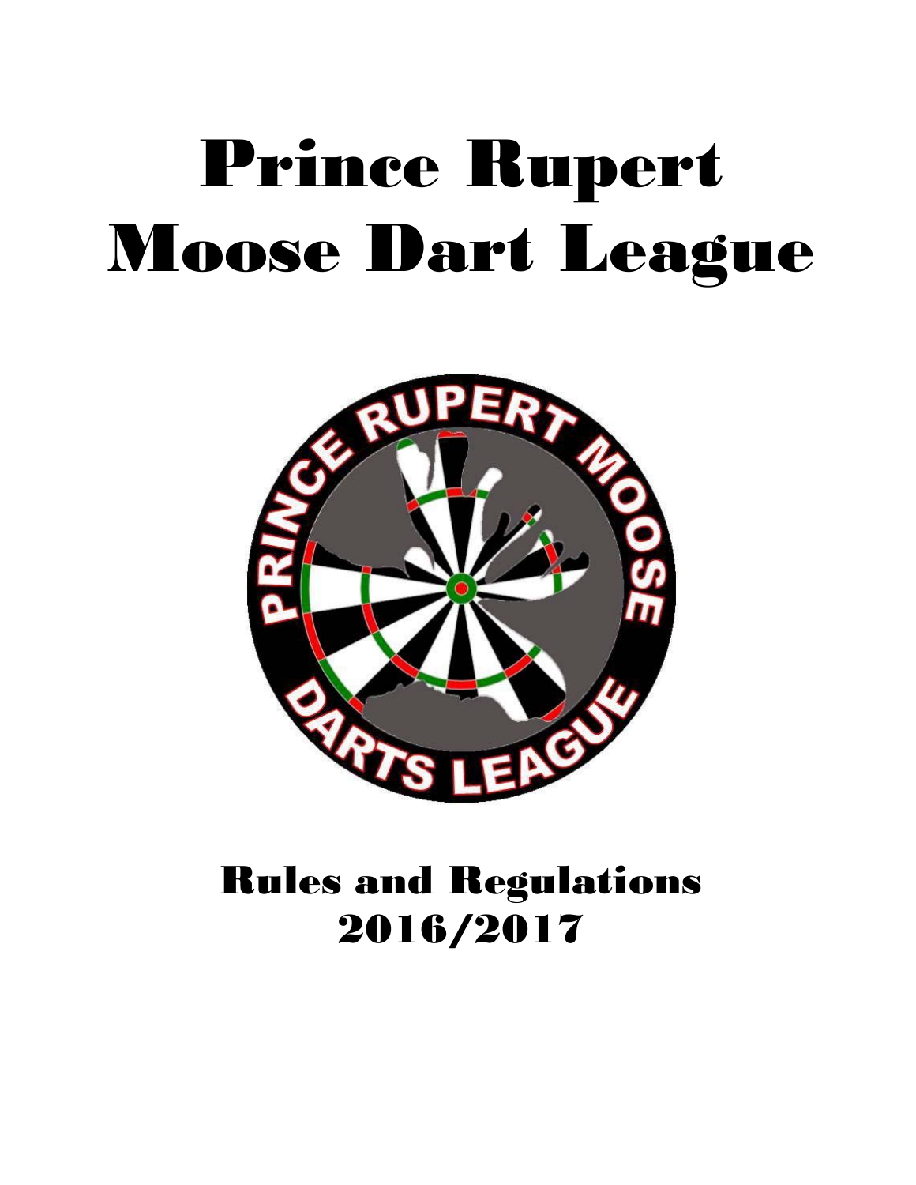# Prince Rupert Moose Dart League

## Rules and Regulations 2016/2017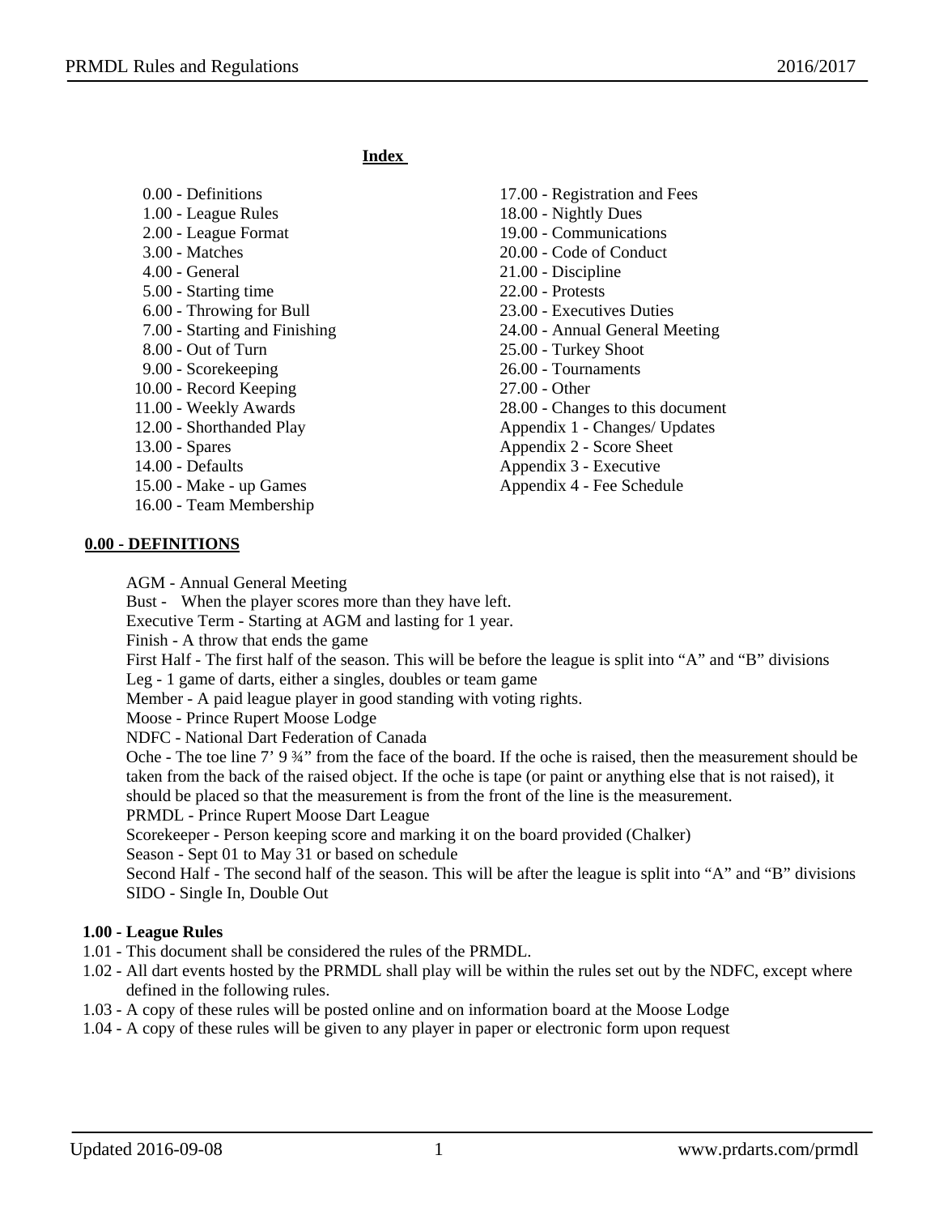**Index**

- 0.00 - Definitions
- 1.00 - League Rules
- 2.00 - League Format
- 3.00 - Matches
- 4.00 - General
- 5.00 - Starting time
- 6.00 - Throwing for Bull
- 7.00 - Starting and Finishing
- 8.00 - Out of Turn
- 9.00 - Scorekeeping
- 10.00 - Record Keeping
- 11.00 - Weekly Awards
- 12.00 - Shorthanded Play
- 13.00 - Spares
- 14.00 - Defaults
- 15.00 - Make - up Games
- 16.00 - Team Membership
- 17.00 - Registration and Fees
- 18.00 - Nightly Dues
- 19.00 - Communications
- 20.00 - Code of Conduct
- 21.00 - Discipline
- 22.00 - Protests
- 23.00 - Executives Duties
- 24.00 - Annual General Meeting
- 25.00 - Turkey Shoot
- 26.00 - Tournaments
- 27.00 - Other
- 28.00 - Changes to this document
- Appendix 1 - Changes/ Updates
- Appendix 2 - Score Sheet
- Appendix 3 - Executive
- Appendix 4 - Fee Schedule

## 0.00 - DEFINITIONS

AGM - Annual General Meeting
Bust - When the player scores more than they have left.
Executive Term - Starting at AGM and lasting for 1 year.
Finish - A throw that ends the game
First Half - The first half of the season. This will be before the league is split into "A" and "B" divisions
Leg - 1 game of darts, either a singles, doubles or team game
Member - A paid league player in good standing with voting rights.
Moose - Prince Rupert Moose Lodge
NDFC - National Dart Federation of Canada
Oche - The toe line 7' 9 ¾" from the face of the board. If the oche is raised, then the measurement should be taken from the back of the raised object. If the oche is tape (or paint or anything else that is not raised), it should be placed so that the measurement is from the front of the line is the measurement.
PRMDL - Prince Rupert Moose Dart League
Scorekeeper - Person keeping score and marking it on the board provided (Chalker)
Season - Sept 01 to May 31 or based on schedule
Second Half - The second half of the season. This will be after the league is split into "A" and "B" divisions
SIDO - Single In, Double Out

### 1.00 - League Rules

1.01 - This document shall be considered the rules of the PRMDL.
1.02 - All dart events hosted by the PRMDL shall play will be within the rules set out by the NDFC, except where defined in the following rules.
1.03 - A copy of these rules will be posted online and on information board at the Moose Lodge
1.04 - A copy of these rules will be given to any player in paper or electronic form upon request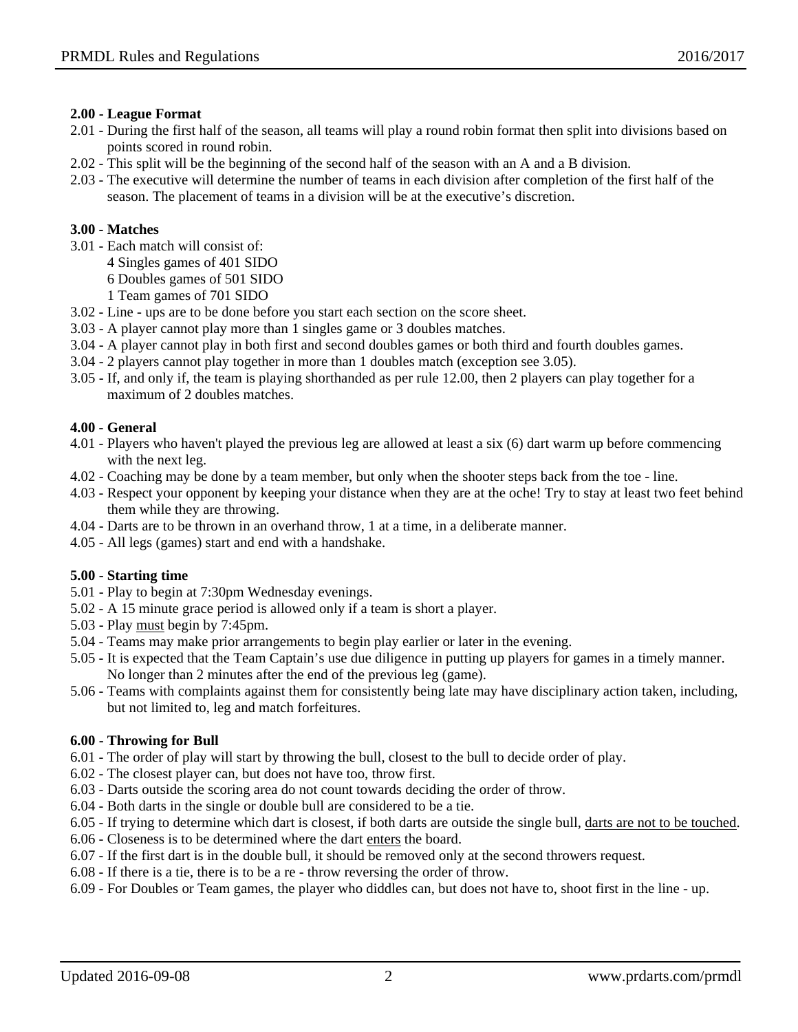**2.00 - League Format**

2.01 - During the first half of the season, all teams will play a round robin format then split into divisions based on points scored in round robin.

2.02 - This split will be the beginning of the second half of the season with an A and a B division.

2.03 - The executive will determine the number of teams in each division after completion of the first half of the season. The placement of teams in a division will be at the executive's discretion.

**3.00 - Matches**

3.01 - Each match will consist of:
4 Singles games of 401 SIDO
6 Doubles games of 501 SIDO
1 Team games of 701 SIDO

3.02 - Line - ups are to be done before you start each section on the score sheet.

3.03 - A player cannot play more than 1 singles game or 3 doubles matches.

3.04 - A player cannot play in both first and second doubles games or both third and fourth doubles games.

3.04 - 2 players cannot play together in more than 1 doubles match (exception see 3.05).

3.05 - If, and only if, the team is playing shorthanded as per rule 12.00, then 2 players can play together for a maximum of 2 doubles matches.

**4.00 - General**

4.01 - Players who haven't played the previous leg are allowed at least a six (6) dart warm up before commencing with the next leg.

4.02 - Coaching may be done by a team member, but only when the shooter steps back from the toe - line.

4.03 - Respect your opponent by keeping your distance when they are at the oche! Try to stay at least two feet behind them while they are throwing.

4.04 - Darts are to be thrown in an overhand throw, 1 at a time, in a deliberate manner.

4.05 - All legs (games) start and end with a handshake.

**5.00 - Starting time**

5.01 - Play to begin at 7:30pm Wednesday evenings.

5.02 - A 15 minute grace period is allowed only if a team is short a player.

5.03 - Play <u>must</u> begin by 7:45pm.

5.04 - Teams may make prior arrangements to begin play earlier or later in the evening.

5.05 - It is expected that the Team Captain's use due diligence in putting up players for games in a timely manner. No longer than 2 minutes after the end of the previous leg (game).

5.06 - Teams with complaints against them for consistently being late may have disciplinary action taken, including, but not limited to, leg and match forfeitures.

**6.00 - Throwing for Bull**

6.01 - The order of play will start by throwing the bull, closest to the bull to decide order of play.

6.02 - The closest player can, but does not have too, throw first.

6.03 - Darts outside the scoring area do not count towards deciding the order of throw.

6.04 - Both darts in the single or double bull are considered to be a tie.

6.05 - If trying to determine which dart is closest, if both darts are outside the single bull, <u>darts are not to be touched</u>.

6.06 - Closeness is to be determined where the dart <u>enters</u> the board.

6.07 - If the first dart is in the double bull, it should be removed only at the second throwers request.

6.08 - If there is a tie, there is to be a re - throw reversing the order of throw.

6.09 - For Doubles or Team games, the player who diddles can, but does not have to, shoot first in the line - up.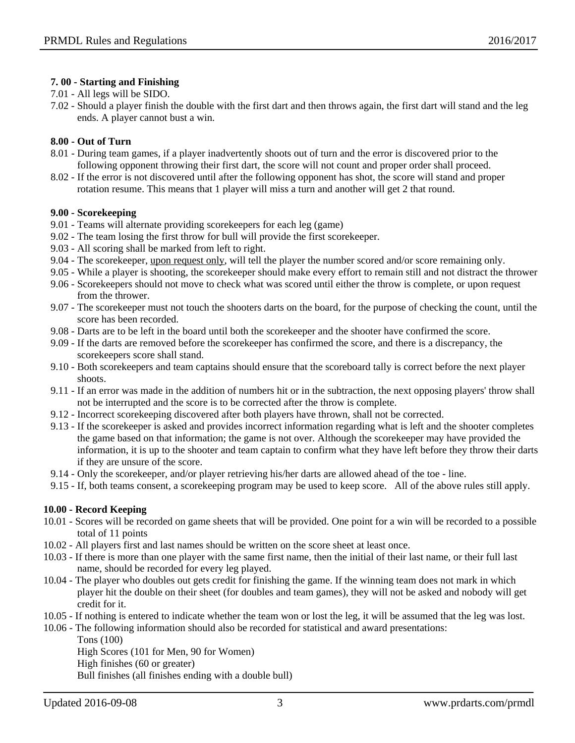**7. 00 - Starting and Finishing**

7.01 - All legs will be SIDO.

7.02 - Should a player finish the double with the first dart and then throws again, the first dart will stand and the leg ends. A player cannot bust a win.

**8.00 - Out of Turn**

8.01 - During team games, if a player inadvertently shoots out of turn and the error is discovered prior to the following opponent throwing their first dart, the score will not count and proper order shall proceed.

8.02 - If the error is not discovered until after the following opponent has shot, the score will stand and proper rotation resume. This means that 1 player will miss a turn and another will get 2 that round.

**9.00 - Scorekeeping**

9.01 - Teams will alternate providing scorekeepers for each leg (game)

9.02 - The team losing the first throw for bull will provide the first scorekeeper.

9.03 - All scoring shall be marked from left to right.

9.04 - The scorekeeper, upon request only, will tell the player the number scored and/or score remaining only.

9.05 - While a player is shooting, the scorekeeper should make every effort to remain still and not distract the thrower

9.06 - Scorekeepers should not move to check what was scored until either the throw is complete, or upon request from the thrower.

9.07 - The scorekeeper must not touch the shooters darts on the board, for the purpose of checking the count, until the score has been recorded.

9.08 - Darts are to be left in the board until both the scorekeeper and the shooter have confirmed the score.

9.09 - If the darts are removed before the scorekeeper has confirmed the score, and there is a discrepancy, the scorekeepers score shall stand.

9.10 - Both scorekeepers and team captains should ensure that the scoreboard tally is correct before the next player shoots.

9.11 - If an error was made in the addition of numbers hit or in the subtraction, the next opposing players' throw shall not be interrupted and the score is to be corrected after the throw is complete.

9.12 - Incorrect scorekeeping discovered after both players have thrown, shall not be corrected.

9.13 - If the scorekeeper is asked and provides incorrect information regarding what is left and the shooter completes the game based on that information; the game is not over. Although the scorekeeper may have provided the information, it is up to the shooter and team captain to confirm what they have left before they throw their darts if they are unsure of the score.

9.14 - Only the scorekeeper, and/or player retrieving his/her darts are allowed ahead of the toe - line.

9.15 - If, both teams consent, a scorekeeping program may be used to keep score. All of the above rules still apply.

**10.00 - Record Keeping**

10.01 - Scores will be recorded on game sheets that will be provided. One point for a win will be recorded to a possible total of 11 points

10.02 - All players first and last names should be written on the score sheet at least once.

10.03 - If there is more than one player with the same first name, then the initial of their last name, or their full last name, should be recorded for every leg played.

10.04 - The player who doubles out gets credit for finishing the game. If the winning team does not mark in which player hit the double on their sheet (for doubles and team games), they will not be asked and nobody will get credit for it.

10.05 - If nothing is entered to indicate whether the team won or lost the leg, it will be assumed that the leg was lost.

10.06 - The following information should also be recorded for statistical and award presentations:

Tons (100)

High Scores (101 for Men, 90 for Women)

High finishes (60 or greater)

Bull finishes (all finishes ending with a double bull)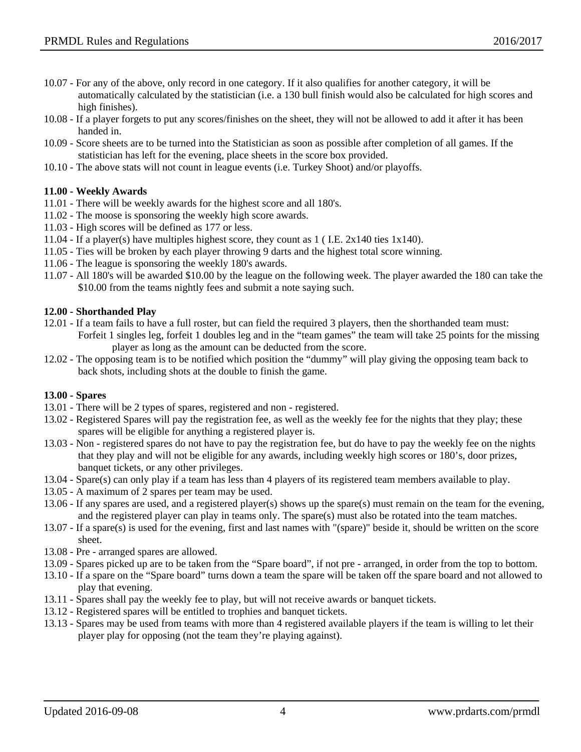10.07 - For any of the above, only record in one category. If it also qualifies for another category, it will be automatically calculated by the statistician (i.e. a 130 bull finish would also be calculated for high scores and high finishes).

10.08 - If a player forgets to put any scores/finishes on the sheet, they will not be allowed to add it after it has been handed in.

10.09 - Score sheets are to be turned into the Statistician as soon as possible after completion of all games. If the statistician has left for the evening, place sheets in the score box provided.

10.10 - The above stats will not count in league events (i.e. Turkey Shoot) and/or playoffs.

**11.00 - Weekly Awards**

11.01 - There will be weekly awards for the highest score and all 180's.

11.02 - The moose is sponsoring the weekly high score awards.

11.03 - High scores will be defined as 177 or less.

11.04 - If a player(s) have multiples highest score, they count as 1 ( I.E. 2x140 ties 1x140).

11.05 - Ties will be broken by each player throwing 9 darts and the highest total score winning.

11.06 - The league is sponsoring the weekly 180's awards.

11.07 - All 180's will be awarded $10.00 by the league on the following week. The player awarded the 180 can take the $10.00 from the teams nightly fees and submit a note saying such.

**12.00 - Shorthanded Play**

12.01 - If a team fails to have a full roster, but can field the required 3 players, then the shorthanded team must: Forfeit 1 singles leg, forfeit 1 doubles leg and in the “team games” the team will take 25 points for the missing player as long as the amount can be deducted from the score.

12.02 - The opposing team is to be notified which position the “dummy” will play giving the opposing team back to back shots, including shots at the double to finish the game.

**13.00 - Spares**

13.01 - There will be 2 types of spares, registered and non - registered.

13.02 - Registered Spares will pay the registration fee, as well as the weekly fee for the nights that they play; these spares will be eligible for anything a registered player is.

13.03 - Non - registered spares do not have to pay the registration fee, but do have to pay the weekly fee on the nights that they play and will not be eligible for any awards, including weekly high scores or 180’s, door prizes, banquet tickets, or any other privileges.

13.04 - Spare(s) can only play if a team has less than 4 players of its registered team members available to play.

13.05 - A maximum of 2 spares per team may be used.

13.06 - If any spares are used, and a registered player(s) shows up the spare(s) must remain on the team for the evening, and the registered player can play in teams only. The spare(s) must also be rotated into the team matches.

13.07 - If a spare(s) is used for the evening, first and last names with "(spare)" beside it, should be written on the score sheet.

13.08 - Pre - arranged spares are allowed.

13.09 - Spares picked up are to be taken from the “Spare board”, if not pre - arranged, in order from the top to bottom.

13.10 - If a spare on the “Spare board” turns down a team the spare will be taken off the spare board and not allowed to play that evening.

13.11 - Spares shall pay the weekly fee to play, but will not receive awards or banquet tickets.

13.12 - Registered spares will be entitled to trophies and banquet tickets.

13.13 - Spares may be used from teams with more than 4 registered available players if the team is willing to let their player play for opposing (not the team they’re playing against).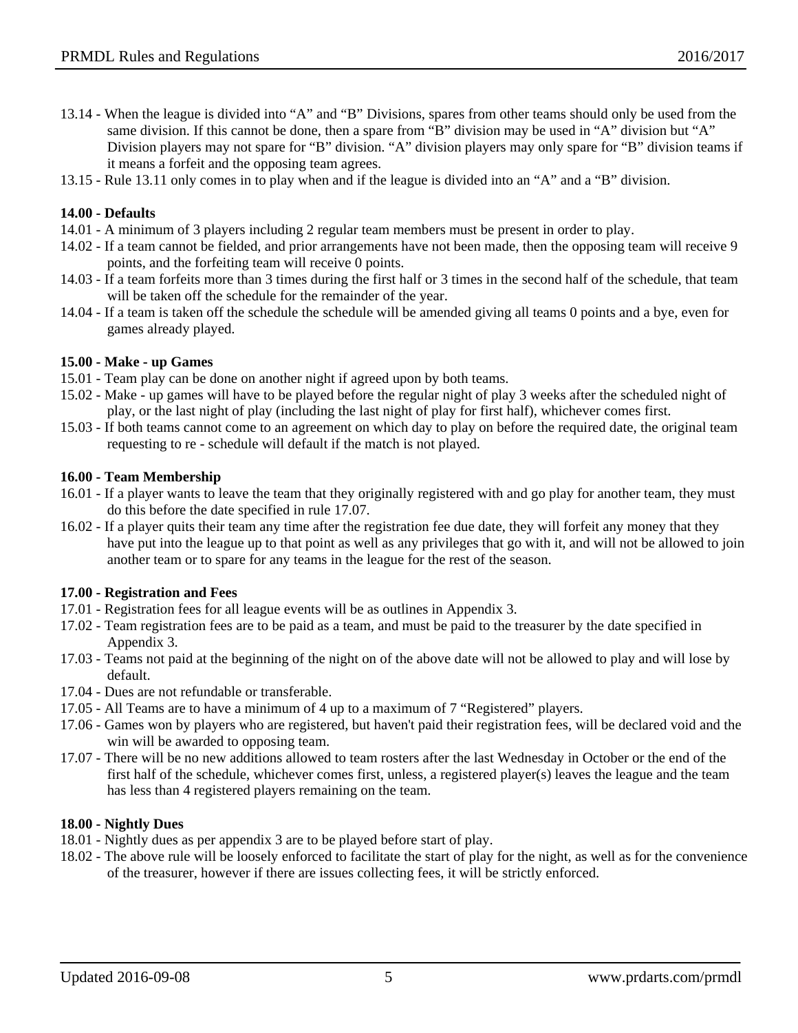13.14 - When the league is divided into "A" and "B" Divisions, spares from other teams should only be used from the same division. If this cannot be done, then a spare from "B" division may be used in "A" division but "A" Division players may not spare for "B" division. "A" division players may only spare for "B" division teams if it means a forfeit and the opposing team agrees.

13.15 - Rule 13.11 only comes in to play when and if the league is divided into an "A" and a "B" division.

**14.00 - Defaults**

14.01 - A minimum of 3 players including 2 regular team members must be present in order to play.

14.02 - If a team cannot be fielded, and prior arrangements have not been made, then the opposing team will receive 9 points, and the forfeiting team will receive 0 points.

14.03 - If a team forfeits more than 3 times during the first half or 3 times in the second half of the schedule, that team will be taken off the schedule for the remainder of the year.

14.04 - If a team is taken off the schedule the schedule will be amended giving all teams 0 points and a bye, even for games already played.

**15.00 - Make - up Games**

15.01 - Team play can be done on another night if agreed upon by both teams.

15.02 - Make - up games will have to be played before the regular night of play 3 weeks after the scheduled night of play, or the last night of play (including the last night of play for first half), whichever comes first.

15.03 - If both teams cannot come to an agreement on which day to play on before the required date, the original team requesting to re - schedule will default if the match is not played.

**16.00 - Team Membership**

16.01 - If a player wants to leave the team that they originally registered with and go play for another team, they must do this before the date specified in rule 17.07.

16.02 - If a player quits their team any time after the registration fee due date, they will forfeit any money that they have put into the league up to that point as well as any privileges that go with it, and will not be allowed to join another team or to spare for any teams in the league for the rest of the season.

**17.00 - Registration and Fees**

17.01 - Registration fees for all league events will be as outlines in Appendix 3.

17.02 - Team registration fees are to be paid as a team, and must be paid to the treasurer by the date specified in Appendix 3.

17.03 - Teams not paid at the beginning of the night on of the above date will not be allowed to play and will lose by default.

17.04 - Dues are not refundable or transferable.

17.05 - All Teams are to have a minimum of 4 up to a maximum of 7 "Registered" players.

17.06 - Games won by players who are registered, but haven't paid their registration fees, will be declared void and the win will be awarded to opposing team.

17.07 - There will be no new additions allowed to team rosters after the last Wednesday in October or the end of the first half of the schedule, whichever comes first, unless, a registered player(s) leaves the league and the team has less than 4 registered players remaining on the team.

**18.00 - Nightly Dues**

18.01 - Nightly dues as per appendix 3 are to be played before start of play.

18.02 - The above rule will be loosely enforced to facilitate the start of play for the night, as well as for the convenience of the treasurer, however if there are issues collecting fees, it will be strictly enforced.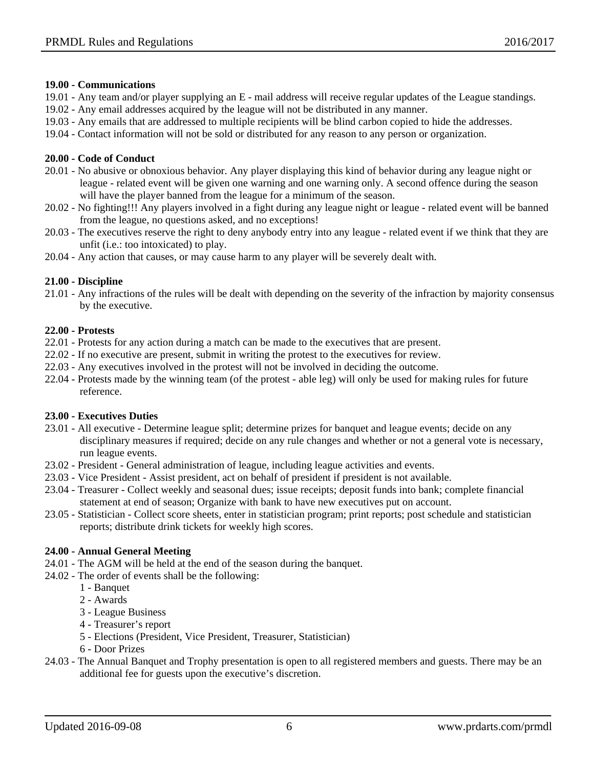**19.00 - Communications**

19.01 - Any team and/or player supplying an E - mail address will receive regular updates of the League standings.
19.02 - Any email addresses acquired by the league will not be distributed in any manner.
19.03 - Any emails that are addressed to multiple recipients will be blind carbon copied to hide the addresses.
19.04 - Contact information will not be sold or distributed for any reason to any person or organization.

**20.00 - Code of Conduct**

20.01 - No abusive or obnoxious behavior. Any player displaying this kind of behavior during any league night or league - related event will be given one warning and one warning only. A second offence during the season will have the player banned from the league for a minimum of the season.
20.02 - No fighting!!! Any players involved in a fight during any league night or league - related event will be banned from the league, no questions asked, and no exceptions!
20.03 - The executives reserve the right to deny anybody entry into any league - related event if we think that they are unfit (i.e.: too intoxicated) to play.
20.04 - Any action that causes, or may cause harm to any player will be severely dealt with.

**21.00 - Discipline**

21.01 - Any infractions of the rules will be dealt with depending on the severity of the infraction by majority consensus by the executive.

**22.00 - Protests**

22.01 - Protests for any action during a match can be made to the executives that are present.
22.02 - If no executive are present, submit in writing the protest to the executives for review.
22.03 - Any executives involved in the protest will not be involved in deciding the outcome.
22.04 - Protests made by the winning team (of the protest - able leg) will only be used for making rules for future reference.

**23.00 - Executives Duties**

23.01 - All executive - Determine league split; determine prizes for banquet and league events; decide on any disciplinary measures if required; decide on any rule changes and whether or not a general vote is necessary, run league events.
23.02 - President - General administration of league, including league activities and events.
23.03 - Vice President - Assist president, act on behalf of president if president is not available.
23.04 - Treasurer - Collect weekly and seasonal dues; issue receipts; deposit funds into bank; complete financial statement at end of season; Organize with bank to have new executives put on account.
23.05 - Statistician - Collect score sheets, enter in statistician program; print reports; post schedule and statistician reports; distribute drink tickets for weekly high scores.

**24.00 - Annual General Meeting**

24.01 - The AGM will be held at the end of the season during the banquet.
24.02 - The order of events shall be the following:

1 - Banquet
2 - Awards
3 - League Business
4 - Treasurer's report
5 - Elections (President, Vice President, Treasurer, Statistician)
6 - Door Prizes

24.03 - The Annual Banquet and Trophy presentation is open to all registered members and guests. There may be an additional fee for guests upon the executive's discretion.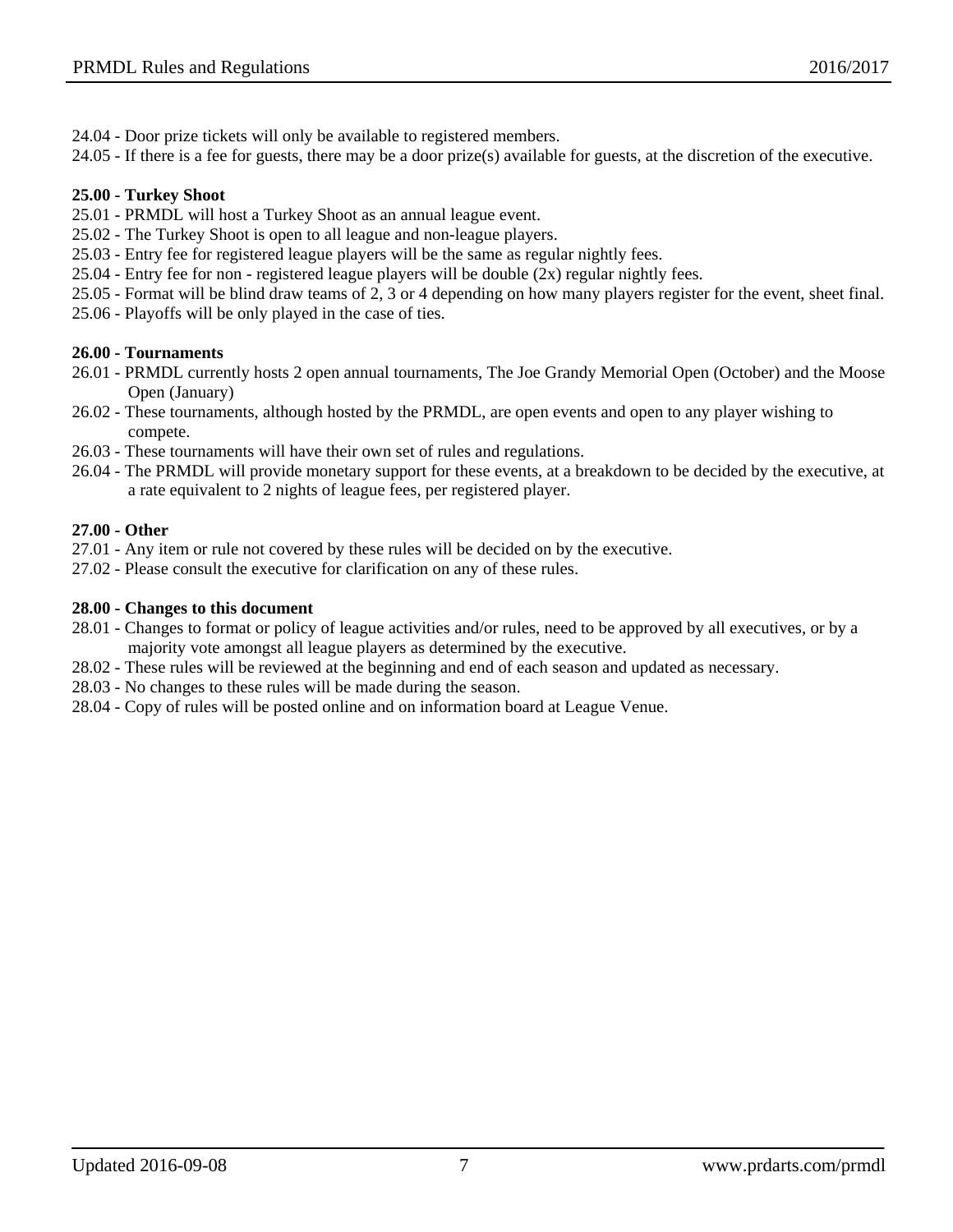24.04 - Door prize tickets will only be available to registered members.
24.05 - If there is a fee for guests, there may be a door prize(s) available for guests, at the discretion of the executive.

**25.00 - Turkey Shoot**

25.01 - PRMDL will host a Turkey Shoot as an annual league event.
25.02 - The Turkey Shoot is open to all league and non-league players.
25.03 - Entry fee for registered league players will be the same as regular nightly fees.
25.04 - Entry fee for non - registered league players will be double (2x) regular nightly fees.
25.05 - Format will be blind draw teams of 2, 3 or 4 depending on how many players register for the event, sheet final.
25.06 - Playoffs will be only played in the case of ties.

**26.00 - Tournaments**

26.01 - PRMDL currently hosts 2 open annual tournaments, The Joe Grandy Memorial Open (October) and the Moose Open (January)
26.02 - These tournaments, although hosted by the PRMDL, are open events and open to any player wishing to compete.
26.03 - These tournaments will have their own set of rules and regulations.
26.04 - The PRMDL will provide monetary support for these events, at a breakdown to be decided by the executive, at a rate equivalent to 2 nights of league fees, per registered player.

**27.00 - Other**

27.01 - Any item or rule not covered by these rules will be decided on by the executive.
27.02 - Please consult the executive for clarification on any of these rules.

**28.00 - Changes to this document**

28.01 - Changes to format or policy of league activities and/or rules, need to be approved by all executives, or by a majority vote amongst all league players as determined by the executive.
28.02 - These rules will be reviewed at the beginning and end of each season and updated as necessary.
28.03 - No changes to these rules will be made during the season.
28.04 - Copy of rules will be posted online and on information board at League Venue.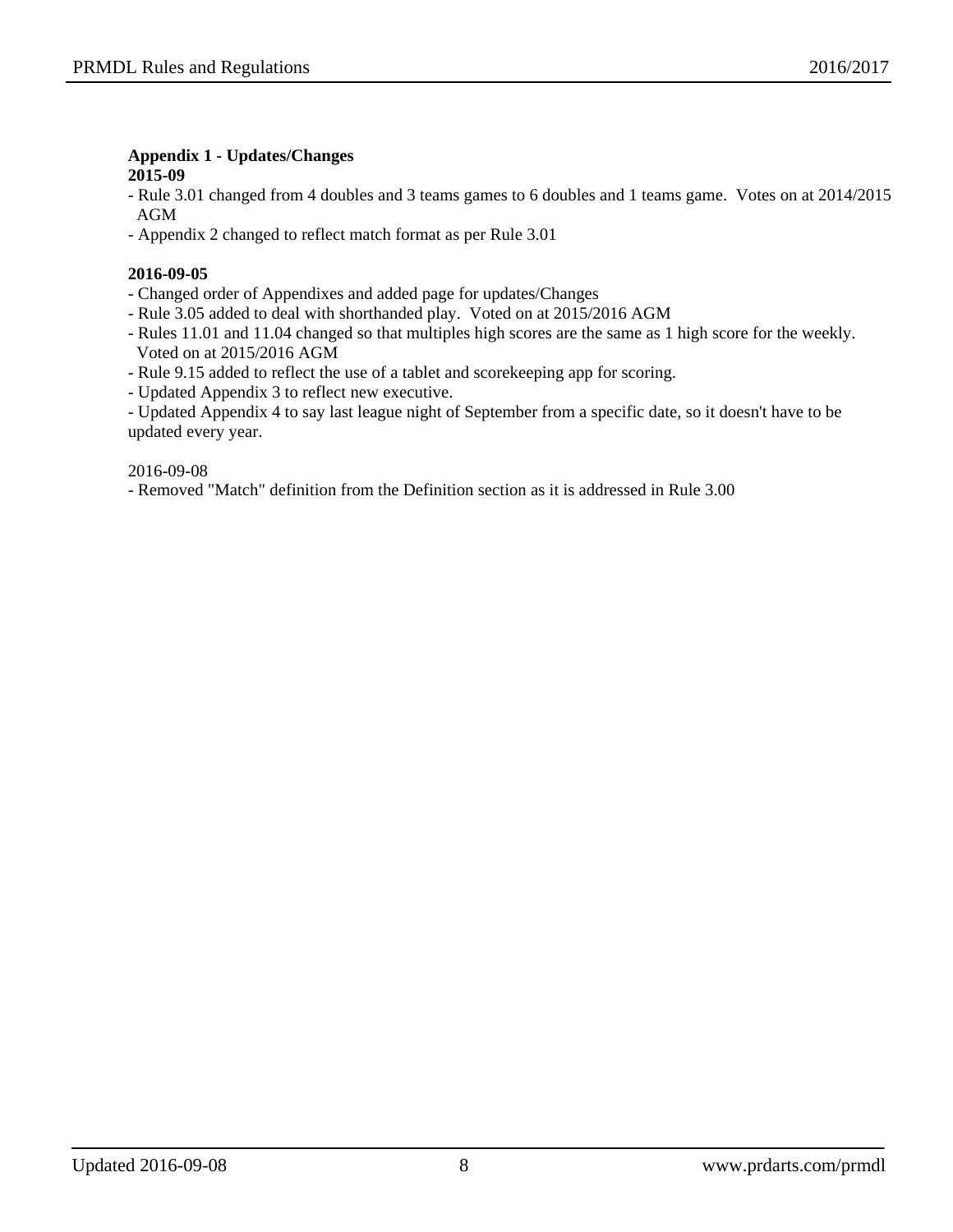### Appendix 1 - Updates/Changes

**2015-09**

- Rule 3.01 changed from 4 doubles and 3 teams games to 6 doubles and 1 teams game. Votes on at 2014/2015 AGM
- Appendix 2 changed to reflect match format as per Rule 3.01

**2016-09-05**

- Changed order of Appendixes and added page for updates/Changes
- Rule 3.05 added to deal with shorthanded play. Voted on at 2015/2016 AGM
- Rules 11.01 and 11.04 changed so that multiples high scores are the same as 1 high score for the weekly. Voted on at 2015/2016 AGM
- Rule 9.15 added to reflect the use of a tablet and scorekeeping app for scoring.
- Updated Appendix 3 to reflect new executive.
- Updated Appendix 4 to say last league night of September from a specific date, so it doesn't have to be updated every year.

2016-09-08

- Removed "Match" definition from the Definition section as it is addressed in Rule 3.00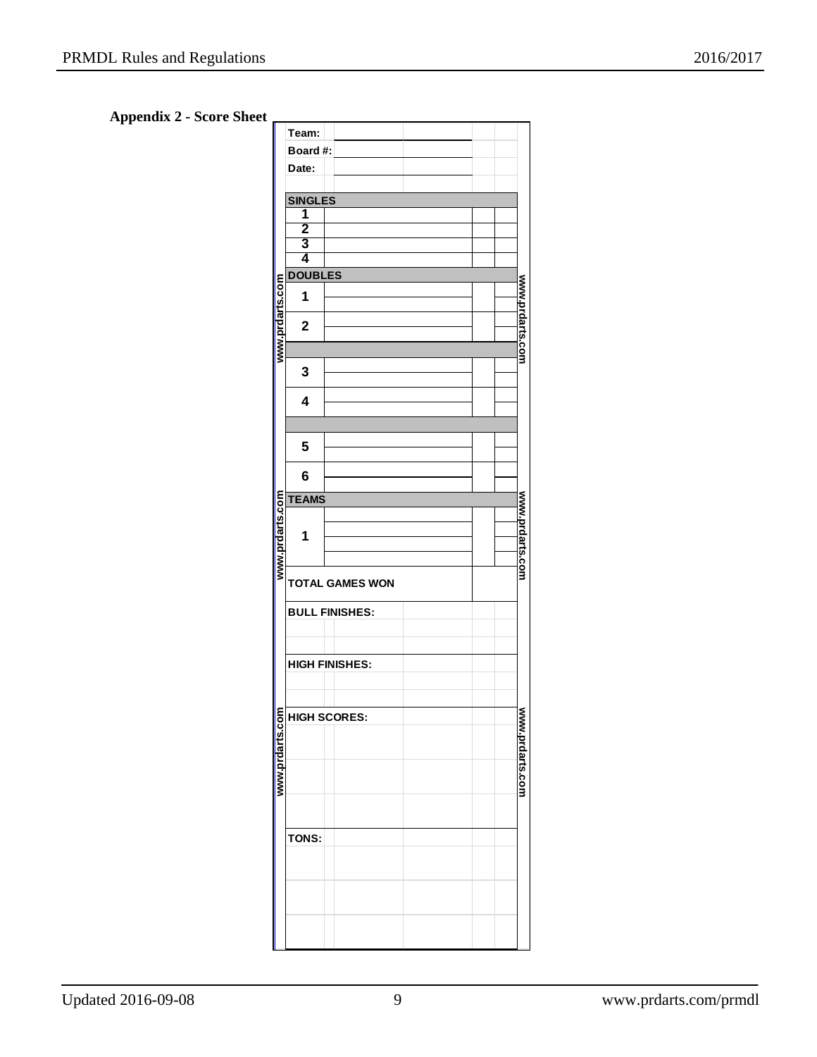**Appendix 2 - Score Sheet**

| | | |
|---|---|---|
| **Team:** | | |
| **Board #:** | | |
| **Date:** | | |
| **SINGLES** | | |
| **1** | | |
| **2** | | |
| **3** | | |
| **4** | | |
| **DOUBLES** | | |
| **1** | | |
| | | |
| **2** | | |
| | | |
| | | |
| **3** | | |
| | | |
| **4** | | |
| | | |
| | | |
| **5** | | |
| | | |
| **6** | | |
| | | |
| **TEAMS** | | |
| **1** | | |
| | | |
| | | |
| | | |
| **TOTAL GAMES WON** | | |
| **BULL FINISHES:** | | |
| | | |
| **HIGH FINISHES:** | | |
| | | |
| **HIGH SCORES:** | | |
| | | |
| | | |
| **TONS:** | | |
| | | |
| | | |

www.prdarts.com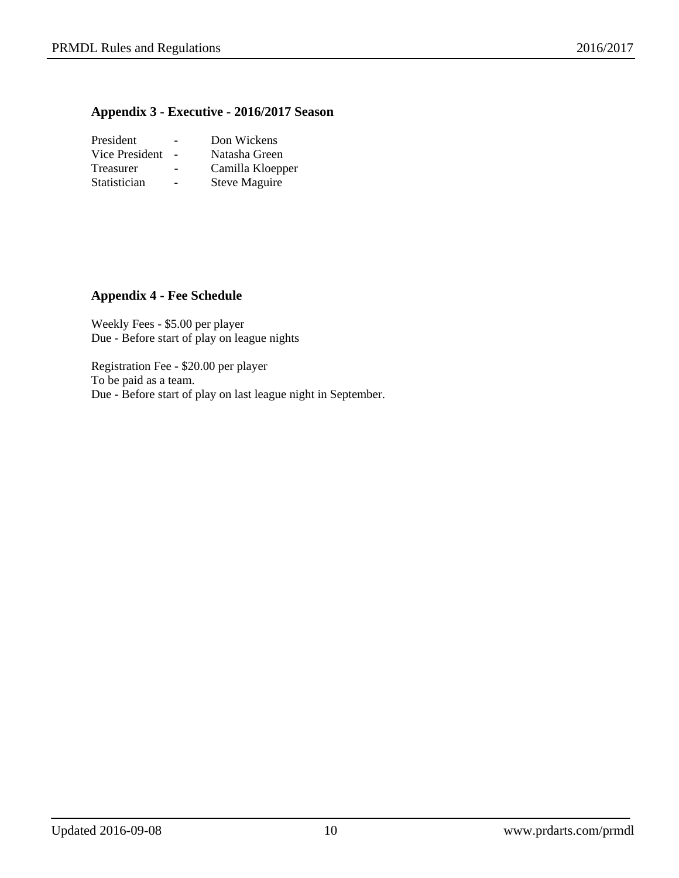### Appendix 3 - Executive - 2016/2017 Season

| | | |
|---|---|---|
| President | - | Don Wickens |
| Vice President | - | Natasha Green |
| Treasurer | - | Camilla Kloepper |
| Statistician | - | Steve Maguire |

### Appendix 4 - Fee Schedule

Weekly Fees - $5.00 per player
Due - Before start of play on league nights

Registration Fee - $20.00 per player
To be paid as a team.
Due - Before start of play on last league night in September.